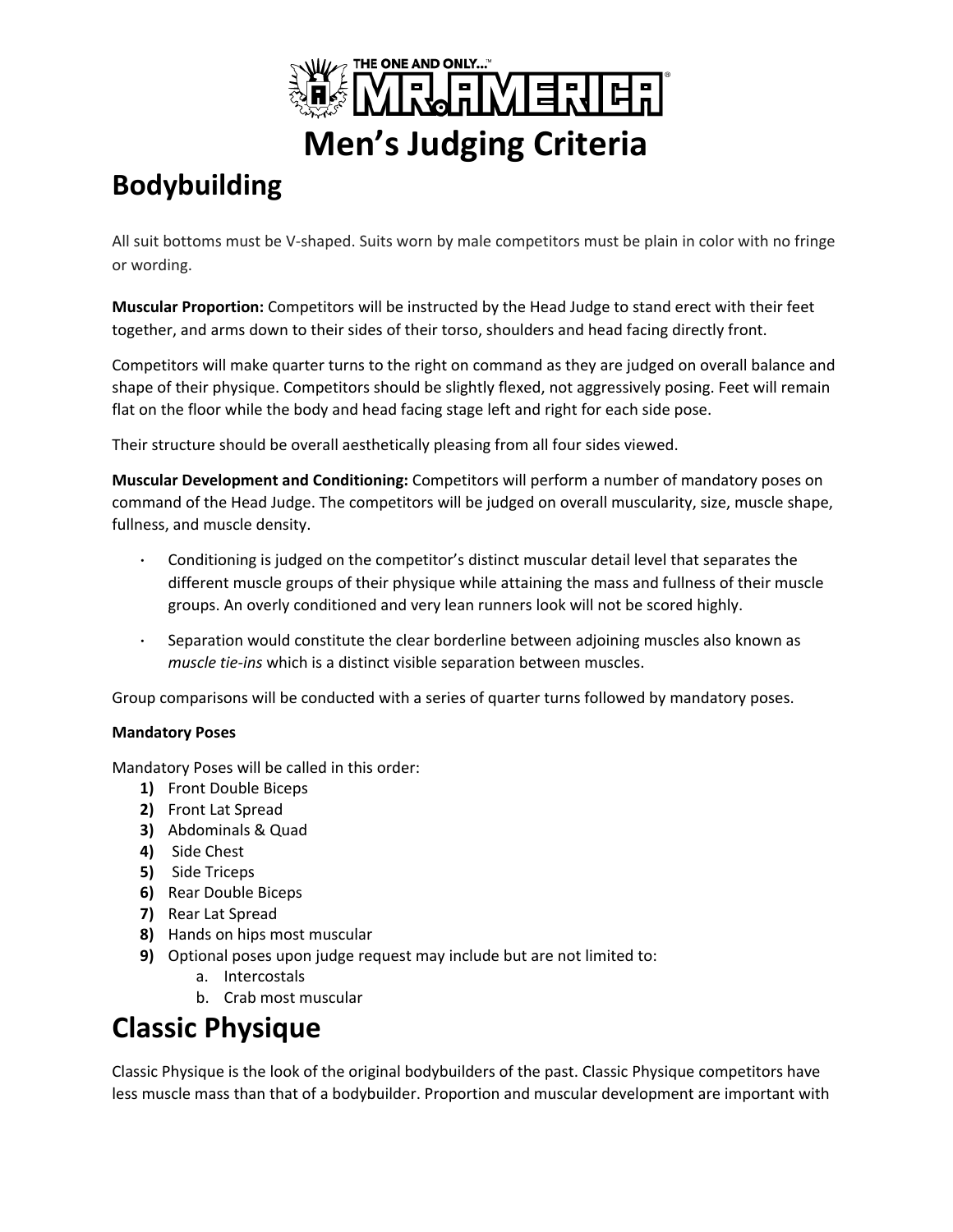THE ONE AND ONLY...™ MR. AMERICA®

# Men's Judging Criteria

## Bodybuilding

All suit bottoms must be V-shaped. Suits worn by male competitors must be plain in color with no fringe or wording.

**Muscular Proportion:** Competitors will be instructed by the Head Judge to stand erect with their feet together, and arms down to their sides of their torso, shoulders and head facing directly front.

Competitors will make quarter turns to the right on command as they are judged on overall balance and shape of their physique. Competitors should be slightly flexed, not aggressively posing. Feet will remain flat on the floor while the body and head facing stage left and right for each side pose.

Their structure should be overall aesthetically pleasing from all four sides viewed.

**Muscular Development and Conditioning:** Competitors will perform a number of mandatory poses on command of the Head Judge. The competitors will be judged on overall muscularity, size, muscle shape, fullness, and muscle density.

- Conditioning is judged on the competitor's distinct muscular detail level that separates the different muscle groups of their physique while attaining the mass and fullness of their muscle groups. An overly conditioned and very lean runners look will not be scored highly.
- Separation would constitute the clear borderline between adjoining muscles also known as *muscle tie-ins* which is a distinct visible separation between muscles.

Group comparisons will be conducted with a series of quarter turns followed by mandatory poses.

#### Mandatory Poses

Mandatory Poses will be called in this order:

1) Front Double Biceps
2) Front Lat Spread
3) Abdominals & Quad
4) Side Chest
5) Side Triceps
6) Rear Double Biceps
7) Rear Lat Spread
8) Hands on hips most muscular
9) Optional poses upon judge request may include but are not limited to:
    a. Intercostals
    b. Crab most muscular

# Classic Physique

Classic Physique is the look of the original bodybuilders of the past. Classic Physique competitors have less muscle mass than that of a bodybuilder. Proportion and muscular development are important with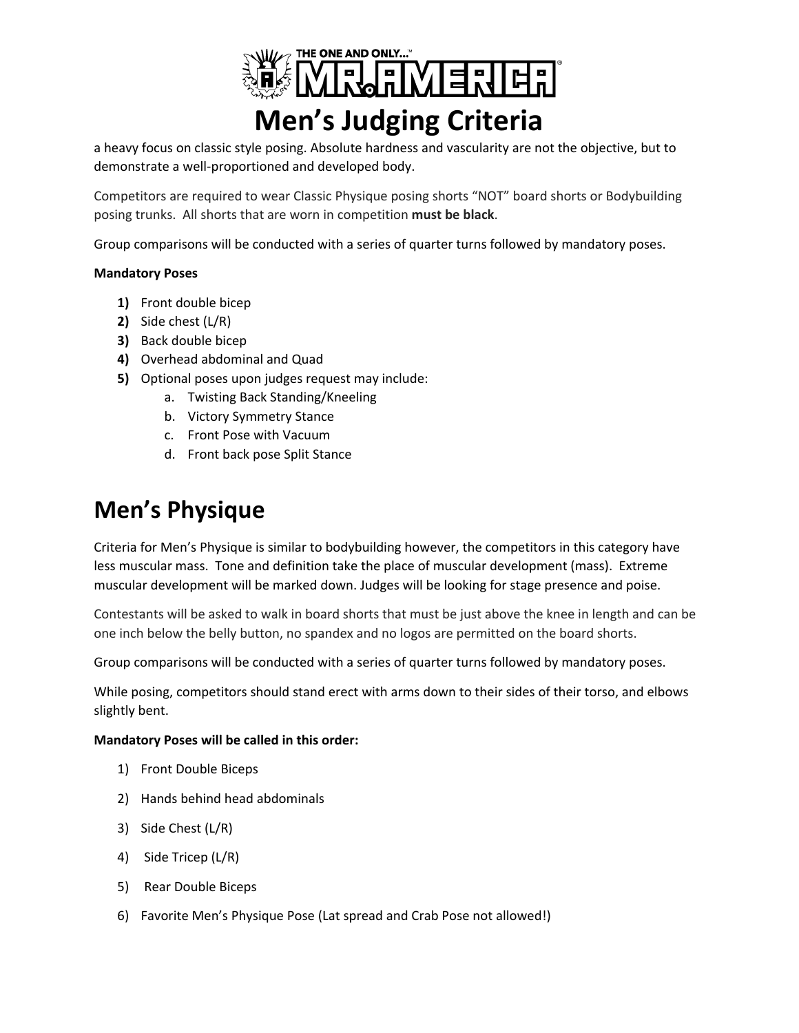# Men's Judging Criteria

a heavy focus on classic style posing. Absolute hardness and vascularity are not the objective, but to demonstrate a well-proportioned and developed body.

Competitors are required to wear Classic Physique posing shorts "NOT" board shorts or Bodybuilding posing trunks. All shorts that are worn in competition **must be black**.

Group comparisons will be conducted with a series of quarter turns followed by mandatory poses.

**Mandatory Poses**

1) Front double bicep
2) Side chest (L/R)
3) Back double bicep
4) Overhead abdominal and Quad
5) Optional poses upon judges request may include:
   a. Twisting Back Standing/Kneeling
   b. Victory Symmetry Stance
   c. Front Pose with Vacuum
   d. Front back pose Split Stance

# Men's Physique

Criteria for Men's Physique is similar to bodybuilding however, the competitors in this category have less muscular mass. Tone and definition take the place of muscular development (mass). Extreme muscular development will be marked down. Judges will be looking for stage presence and poise.

Contestants will be asked to walk in board shorts that must be just above the knee in length and can be one inch below the belly button, no spandex and no logos are permitted on the board shorts.

Group comparisons will be conducted with a series of quarter turns followed by mandatory poses.

While posing, competitors should stand erect with arms down to their sides of their torso, and elbows slightly bent.

**Mandatory Poses will be called in this order:**

1) Front Double Biceps
2) Hands behind head abdominals
3) Side Chest (L/R)
4) Side Tricep (L/R)
5) Rear Double Biceps
6) Favorite Men's Physique Pose (Lat spread and Crab Pose not allowed!)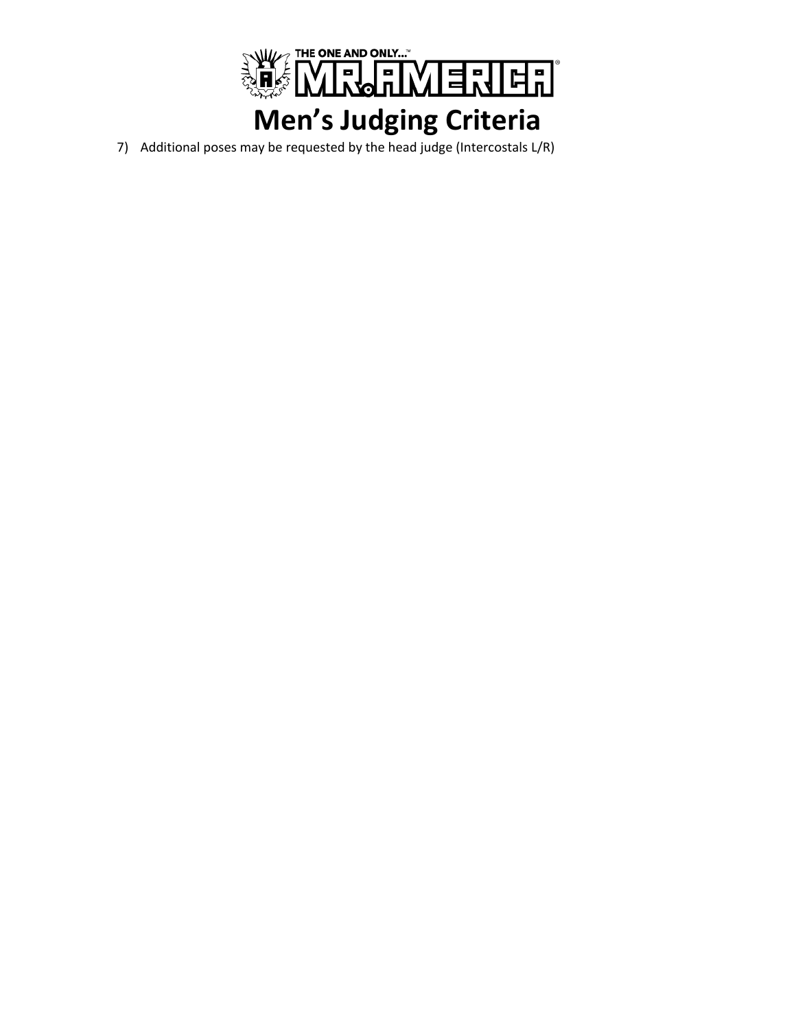7) Additional poses may be requested by the head judge (Intercostals L/R)